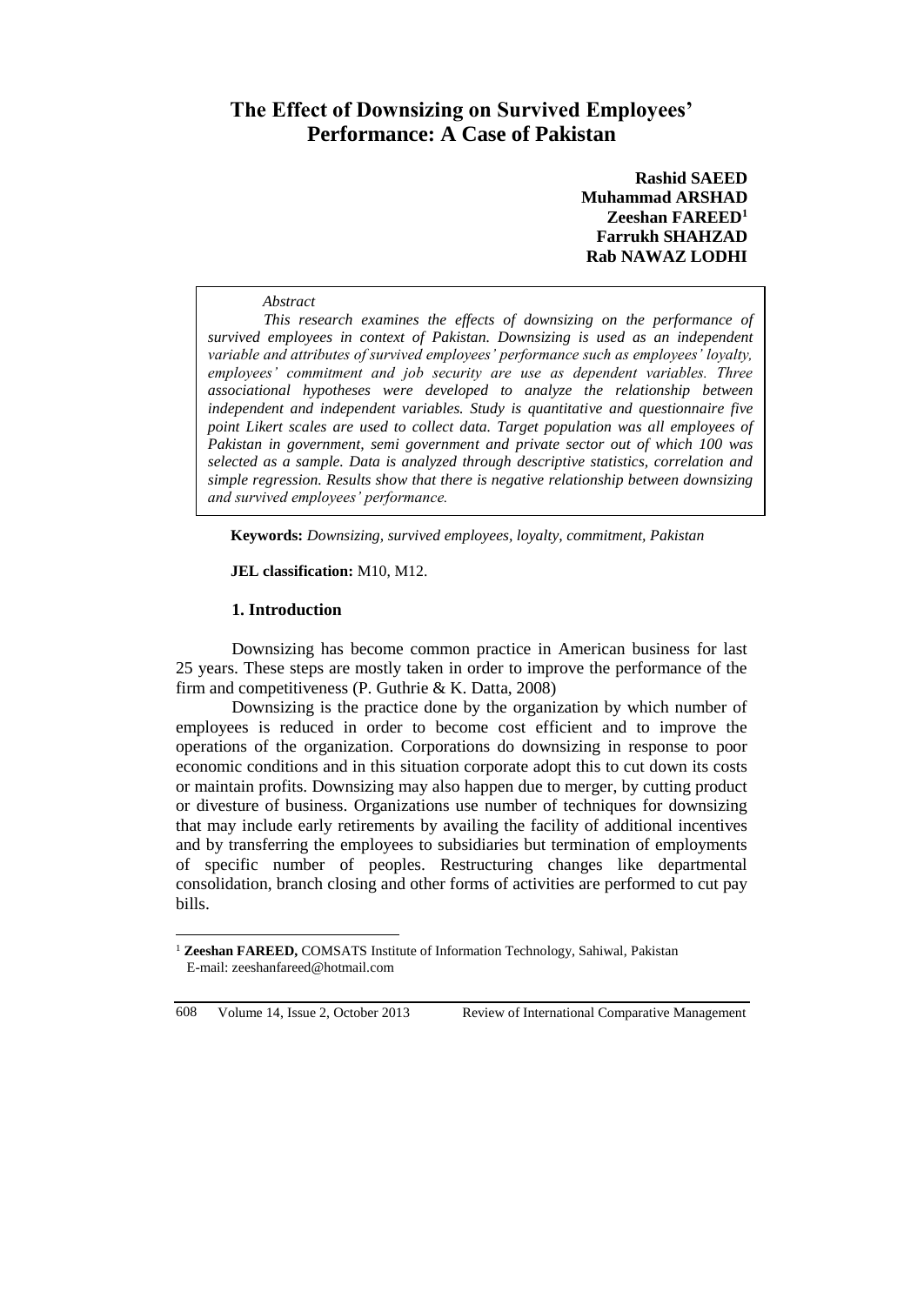# The Effect of Downsizing on Survived Employees' Performance: A Case of Pakistan

**Rashid SAEED**
**Muhammad ARSHAD**
**Zeeshan FAREED[1]**
**Farrukh SHAHZAD**
**Rab NAWAZ LODHI**

*Abstract*

*This research examines the effects of downsizing on the performance of survived employees in context of Pakistan. Downsizing is used as an independent variable and attributes of survived employees' performance such as employees' loyalty, employees' commitment and job security are use as dependent variables. Three associational hypotheses were developed to analyze the relationship between independent and independent variables. Study is quantitative and questionnaire five point Likert scales are used to collect data. Target population was all employees of Pakistan in government, semi government and private sector out of which 100 was selected as a sample. Data is analyzed through descriptive statistics, correlation and simple regression. Results show that there is negative relationship between downsizing and survived employees' performance.*

**Keywords:** *Downsizing, survived employees, loyalty, commitment, Pakistan*

**JEL classification:** M10, M12.

## 1. Introduction

Downsizing has become common practice in American business for last 25 years. These steps are mostly taken in order to improve the performance of the firm and competitiveness (P. Guthrie & K. Datta, 2008)

Downsizing is the practice done by the organization by which number of employees is reduced in order to become cost efficient and to improve the operations of the organization. Corporations do downsizing in response to poor economic conditions and in this situation corporate adopt this to cut down its costs or maintain profits. Downsizing may also happen due to merger, by cutting product or divesture of business. Organizations use number of techniques for downsizing that may include early retirements by availing the facility of additional incentives and by transferring the employees to subsidiaries but termination of employments of specific number of peoples. Restructuring changes like departmental consolidation, branch closing and other forms of activities are performed to cut pay bills.

[1] **Zeeshan FAREED,** COMSATS Institute of Information Technology, Sahiwal, Pakistan E-mail: zeeshanfareed@hotmail.com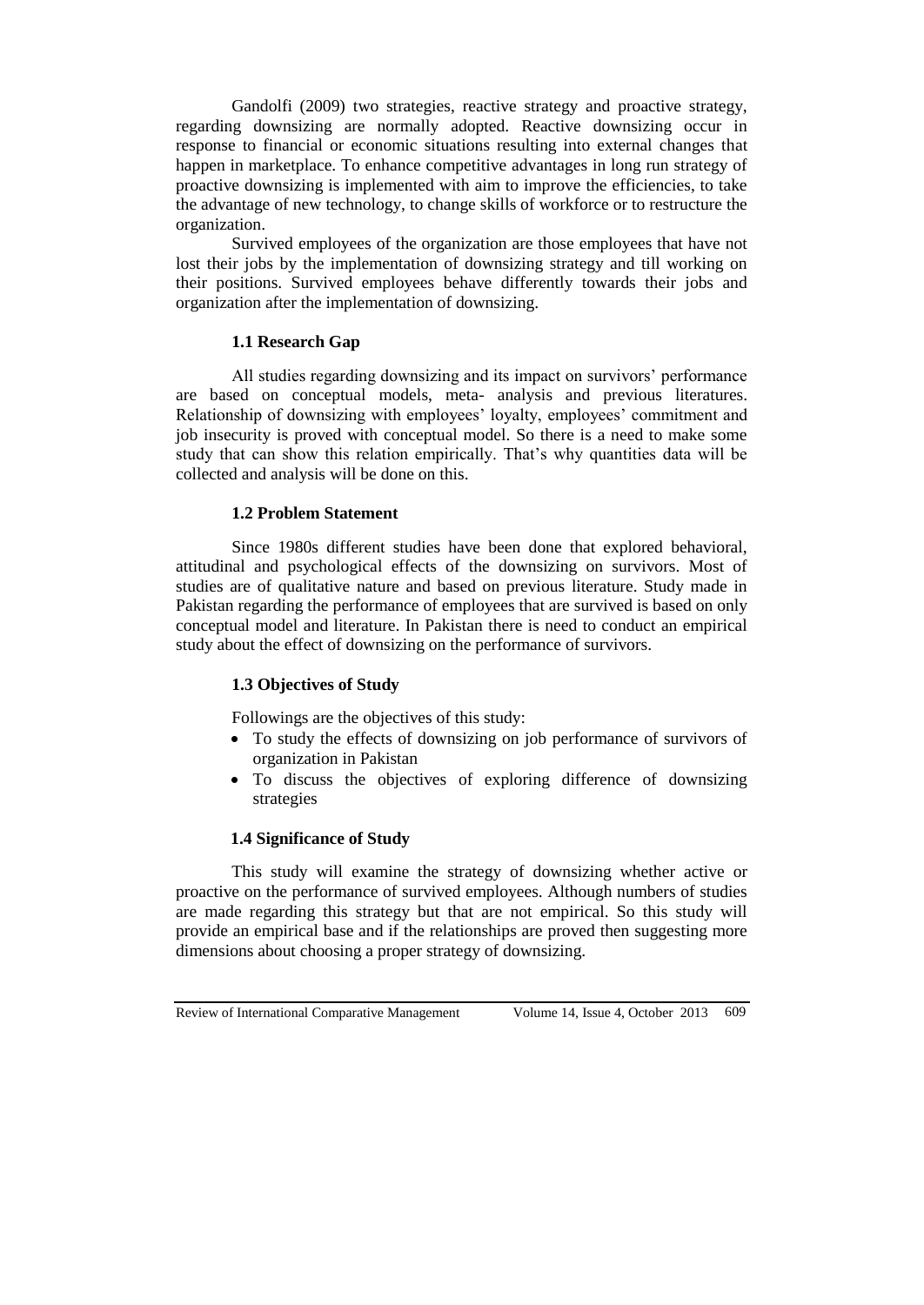Gandolfi (2009) two strategies, reactive strategy and proactive strategy, regarding downsizing are normally adopted. Reactive downsizing occur in response to financial or economic situations resulting into external changes that happen in marketplace. To enhance competitive advantages in long run strategy of proactive downsizing is implemented with aim to improve the efficiencies, to take the advantage of new technology, to change skills of workforce or to restructure the organization.

Survived employees of the organization are those employees that have not lost their jobs by the implementation of downsizing strategy and till working on their positions. Survived employees behave differently towards their jobs and organization after the implementation of downsizing.

### 1.1 Research Gap

All studies regarding downsizing and its impact on survivors' performance are based on conceptual models, meta- analysis and previous literatures. Relationship of downsizing with employees' loyalty, employees' commitment and job insecurity is proved with conceptual model. So there is a need to make some study that can show this relation empirically. That's why quantities data will be collected and analysis will be done on this.

### 1.2 Problem Statement

Since 1980s different studies have been done that explored behavioral, attitudinal and psychological effects of the downsizing on survivors. Most of studies are of qualitative nature and based on previous literature. Study made in Pakistan regarding the performance of employees that are survived is based on only conceptual model and literature. In Pakistan there is need to conduct an empirical study about the effect of downsizing on the performance of survivors.

### 1.3 Objectives of Study

Followings are the objectives of this study:

- To study the effects of downsizing on job performance of survivors of organization in Pakistan
- To discuss the objectives of exploring difference of downsizing strategies

### 1.4 Significance of Study

This study will examine the strategy of downsizing whether active or proactive on the performance of survived employees. Although numbers of studies are made regarding this strategy but that are not empirical. So this study will provide an empirical base and if the relationships are proved then suggesting more dimensions about choosing a proper strategy of downsizing.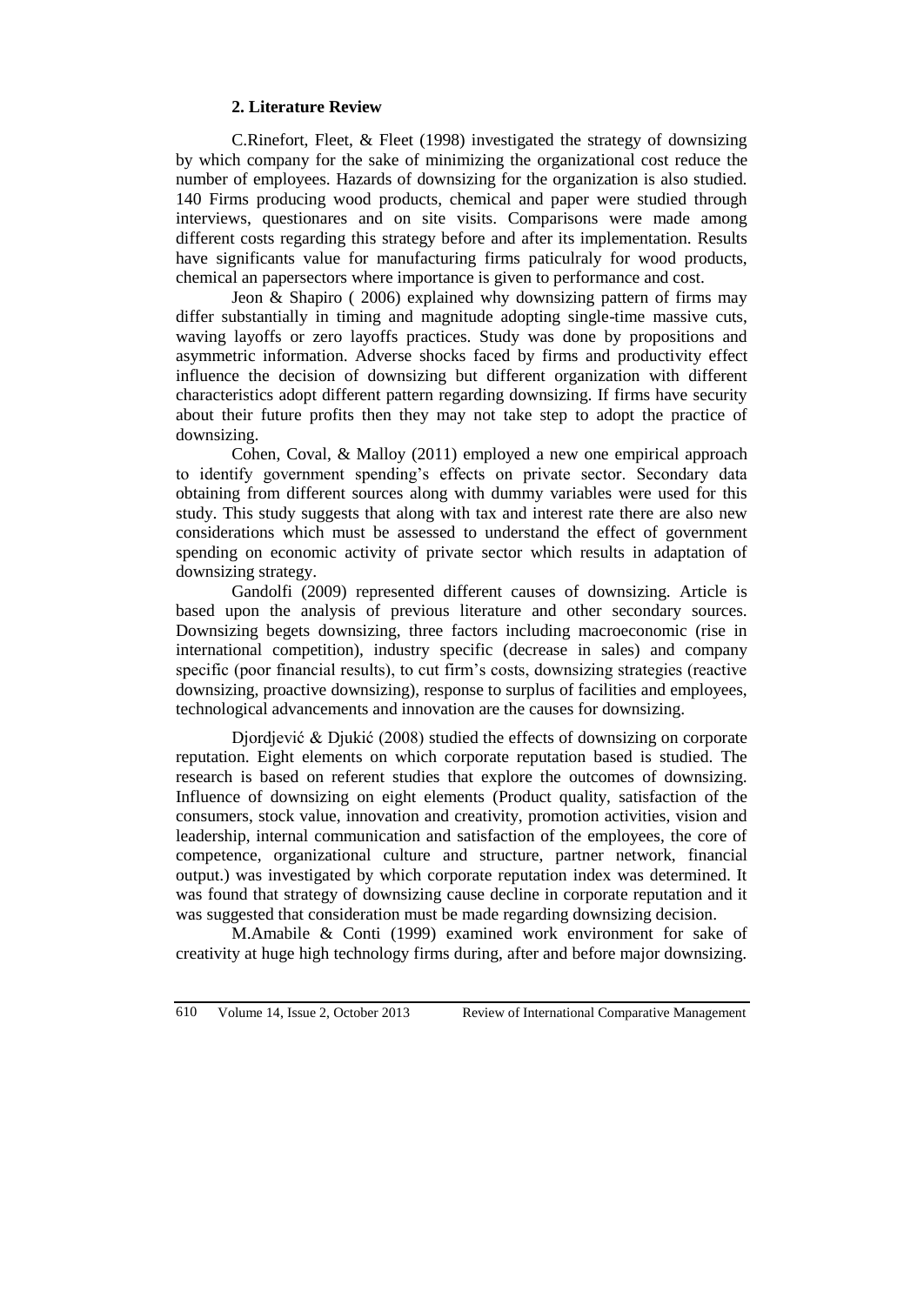## 2. Literature Review

C.Rinefort, Fleet, & Fleet (1998) investigated the strategy of downsizing by which company for the sake of minimizing the organizational cost reduce the number of employees. Hazards of downsizing for the organization is also studied. 140 Firms producing wood products, chemical and paper were studied through interviews, questionares and on site visits. Comparisons were made among different costs regarding this strategy before and after its implementation. Results have significants value for manufacturing firms paticulraly for wood products, chemical an papersectors where importance is given to performance and cost.

Jeon & Shapiro ( 2006) explained why downsizing pattern of firms may differ substantially in timing and magnitude adopting single-time massive cuts, waving layoffs or zero layoffs practices. Study was done by propositions and asymmetric information. Adverse shocks faced by firms and productivity effect influence the decision of downsizing but different organization with different characteristics adopt different pattern regarding downsizing. If firms have security about their future profits then they may not take step to adopt the practice of downsizing.

Cohen, Coval, & Malloy (2011) employed a new one empirical approach to identify government spending's effects on private sector. Secondary data obtaining from different sources along with dummy variables were used for this study. This study suggests that along with tax and interest rate there are also new considerations which must be assessed to understand the effect of government spending on economic activity of private sector which results in adaptation of downsizing strategy.

Gandolfi (2009) represented different causes of downsizing. Article is based upon the analysis of previous literature and other secondary sources. Downsizing begets downsizing, three factors including macroeconomic (rise in international competition), industry specific (decrease in sales) and company specific (poor financial results), to cut firm's costs, downsizing strategies (reactive downsizing, proactive downsizing), response to surplus of facilities and employees, technological advancements and innovation are the causes for downsizing.

Djordjević & Djukić (2008) studied the effects of downsizing on corporate reputation. Eight elements on which corporate reputation based is studied. The research is based on referent studies that explore the outcomes of downsizing. Influence of downsizing on eight elements (Product quality, satisfaction of the consumers, stock value, innovation and creativity, promotion activities, vision and leadership, internal communication and satisfaction of the employees, the core of competence, organizational culture and structure, partner network, financial output.) was investigated by which corporate reputation index was determined. It was found that strategy of downsizing cause decline in corporate reputation and it was suggested that consideration must be made regarding downsizing decision.

M.Amabile & Conti (1999) examined work environment for sake of creativity at huge high technology firms during, after and before major downsizing.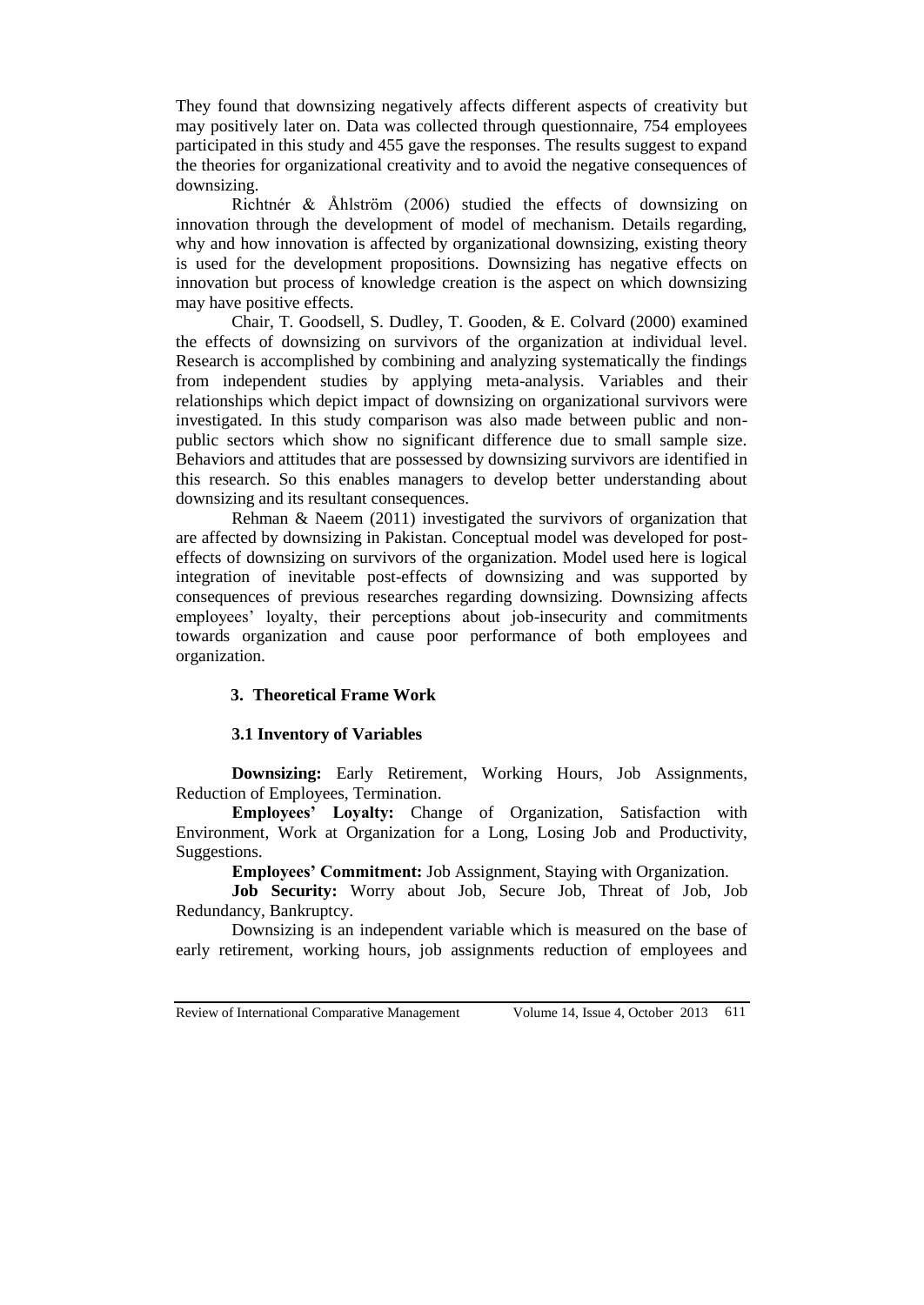They found that downsizing negatively affects different aspects of creativity but may positively later on. Data was collected through questionnaire, 754 employees participated in this study and 455 gave the responses. The results suggest to expand the theories for organizational creativity and to avoid the negative consequences of downsizing.

Richtnér & Åhlström (2006) studied the effects of downsizing on innovation through the development of model of mechanism. Details regarding, why and how innovation is affected by organizational downsizing, existing theory is used for the development propositions. Downsizing has negative effects on innovation but process of knowledge creation is the aspect on which downsizing may have positive effects.

Chair, T. Goodsell, S. Dudley, T. Gooden, & E. Colvard (2000) examined the effects of downsizing on survivors of the organization at individual level. Research is accomplished by combining and analyzing systematically the findings from independent studies by applying meta-analysis. Variables and their relationships which depict impact of downsizing on organizational survivors were investigated. In this study comparison was also made between public and non-public sectors which show no significant difference due to small sample size. Behaviors and attitudes that are possessed by downsizing survivors are identified in this research. So this enables managers to develop better understanding about downsizing and its resultant consequences.

Rehman & Naeem (2011) investigated the survivors of organization that are affected by downsizing in Pakistan. Conceptual model was developed for post-effects of downsizing on survivors of the organization. Model used here is logical integration of inevitable post-effects of downsizing and was supported by consequences of previous researches regarding downsizing. Downsizing affects employees' loyalty, their perceptions about job-insecurity and commitments towards organization and cause poor performance of both employees and organization.

## 3. Theoretical Frame Work

### 3.1 Inventory of Variables

**Downsizing:** Early Retirement, Working Hours, Job Assignments, Reduction of Employees, Termination.

**Employees' Loyalty:** Change of Organization, Satisfaction with Environment, Work at Organization for a Long, Losing Job and Productivity, Suggestions.

**Employees' Commitment:** Job Assignment, Staying with Organization.

**Job Security:** Worry about Job, Secure Job, Threat of Job, Job Redundancy, Bankruptcy.

Downsizing is an independent variable which is measured on the base of early retirement, working hours, job assignments reduction of employees and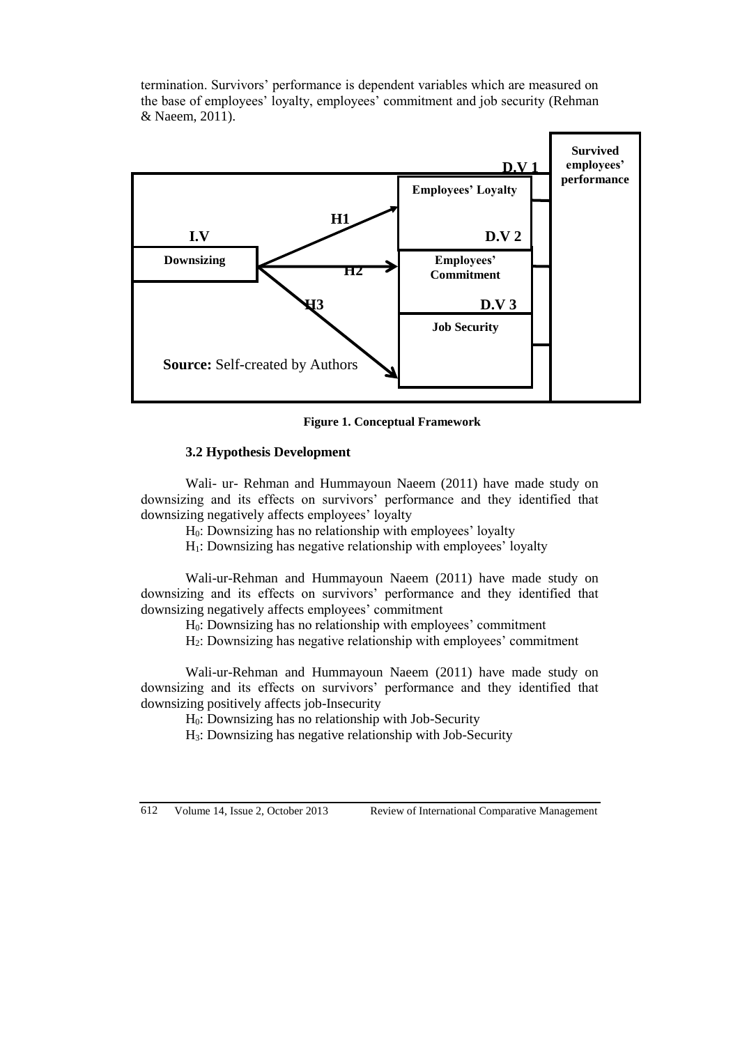termination. Survivors' performance is dependent variables which are measured on the base of employees' loyalty, employees' commitment and job security (Rehman & Naeem, 2011).

**Figure 1. Conceptual Framework**

### 3.2 Hypothesis Development

Wali- ur- Rehman and Hummayoun Naeem (2011) have made study on downsizing and its effects on survivors' performance and they identified that downsizing negatively affects employees' loyalty

$H_0$: Downsizing has no relationship with employees' loyalty

$H_1$: Downsizing has negative relationship with employees' loyalty

Wali-ur-Rehman and Hummayoun Naeem (2011) have made study on downsizing and its effects on survivors' performance and they identified that downsizing negatively affects employees' commitment

$H_0$: Downsizing has no relationship with employees' commitment

$H_2$: Downsizing has negative relationship with employees' commitment

Wali-ur-Rehman and Hummayoun Naeem (2011) have made study on downsizing and its effects on survivors' performance and they identified that downsizing positively affects job-Insecurity

$H_0$: Downsizing has no relationship with Job-Security

$H_3$: Downsizing has negative relationship with Job-Security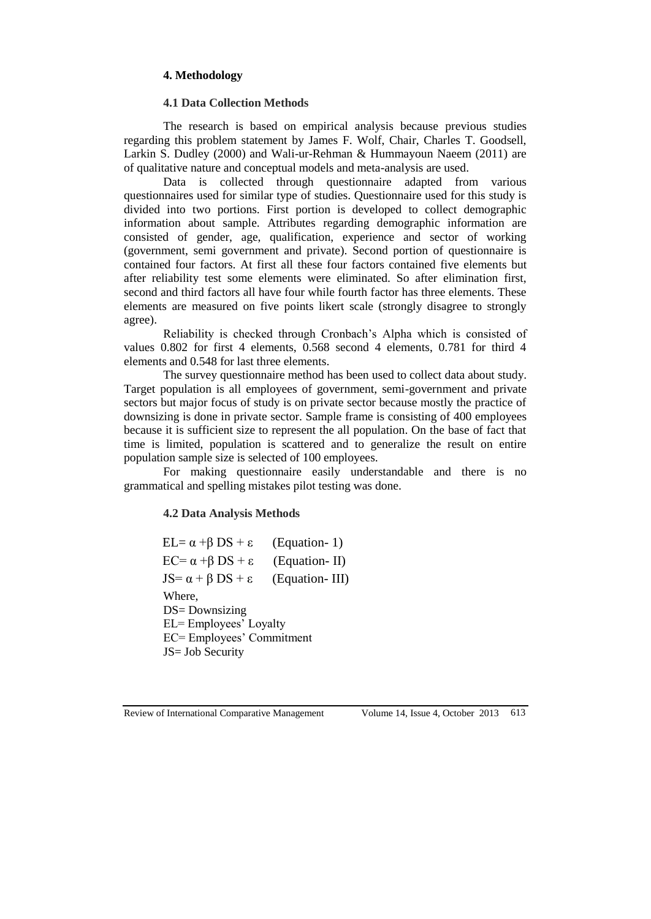## 4. Methodology

### 4.1 Data Collection Methods

The research is based on empirical analysis because previous studies regarding this problem statement by James F. Wolf, Chair, Charles T. Goodsell, Larkin S. Dudley (2000) and Wali-ur-Rehman & Hummayoun Naeem (2011) are of qualitative nature and conceptual models and meta-analysis are used.

Data is collected through questionnaire adapted from various questionnaires used for similar type of studies. Questionnaire used for this study is divided into two portions. First portion is developed to collect demographic information about sample. Attributes regarding demographic information are consisted of gender, age, qualification, experience and sector of working (government, semi government and private). Second portion of questionnaire is contained four factors. At first all these four factors contained five elements but after reliability test some elements were eliminated. So after elimination first, second and third factors all have four while fourth factor has three elements. These elements are measured on five points likert scale (strongly disagree to strongly agree).

Reliability is checked through Cronbach's Alpha which is consisted of values 0.802 for first 4 elements, 0.568 second 4 elements, 0.781 for third 4 elements and 0.548 for last three elements.

The survey questionnaire method has been used to collect data about study. Target population is all employees of government, semi-government and private sectors but major focus of study is on private sector because mostly the practice of downsizing is done in private sector. Sample frame is consisting of 400 employees because it is sufficient size to represent the all population. On the base of fact that time is limited, population is scattered and to generalize the result on entire population sample size is selected of 100 employees.

For making questionnaire easily understandable and there is no grammatical and spelling mistakes pilot testing was done.

### 4.2 Data Analysis Methods

$$EL = \alpha + \beta\, DS + \varepsilon \quad \text{(Equation- 1)}$$

$$EC = \alpha + \beta\, DS + \varepsilon \quad \text{(Equation- II)}$$

$$JS = \alpha + \beta\, DS + \varepsilon \quad \text{(Equation- III)}$$

Where,
DS= Downsizing
EL= Employees' Loyalty
EC= Employees' Commitment
JS= Job Security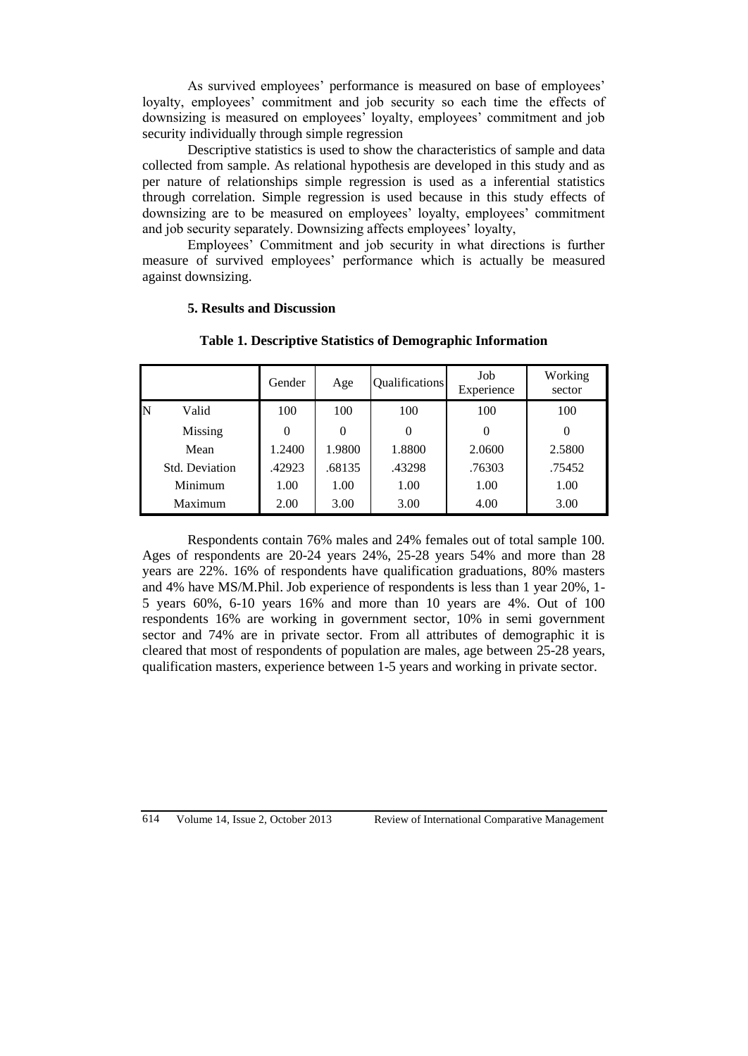As survived employees' performance is measured on base of employees' loyalty, employees' commitment and job security so each time the effects of downsizing is measured on employees' loyalty, employees' commitment and job security individually through simple regression

Descriptive statistics is used to show the characteristics of sample and data collected from sample. As relational hypothesis are developed in this study and as per nature of relationships simple regression is used as a inferential statistics through correlation. Simple regression is used because in this study effects of downsizing are to be measured on employees' loyalty, employees' commitment and job security separately. Downsizing affects employees' loyalty,

Employees' Commitment and job security in what directions is further measure of survived employees' performance which is actually be measured against downsizing.

### 5. Results and Discussion

**Table 1. Descriptive Statistics of Demographic Information**

| | | Gender | Age | Qualifications | Job Experience | Working sector |
|---|---|---|---|---|---|---|
| N | Valid | 100 | 100 | 100 | 100 | 100 |
| | Missing | 0 | 0 | 0 | 0 | 0 |
| Mean | | 1.2400 | 1.9800 | 1.8800 | 2.0600 | 2.5800 |
| Std. Deviation | | .42923 | .68135 | .43298 | .76303 | .75452 |
| Minimum | | 1.00 | 1.00 | 1.00 | 1.00 | 1.00 |
| Maximum | | 2.00 | 3.00 | 3.00 | 4.00 | 3.00 |

Respondents contain 76% males and 24% females out of total sample 100. Ages of respondents are 20-24 years 24%, 25-28 years 54% and more than 28 years are 22%. 16% of respondents have qualification graduations, 80% masters and 4% have MS/M.Phil. Job experience of respondents is less than 1 year 20%, 1-5 years 60%, 6-10 years 16% and more than 10 years are 4%. Out of 100 respondents 16% are working in government sector, 10% in semi government sector and 74% are in private sector. From all attributes of demographic it is cleared that most of respondents of population are males, age between 25-28 years, qualification masters, experience between 1-5 years and working in private sector.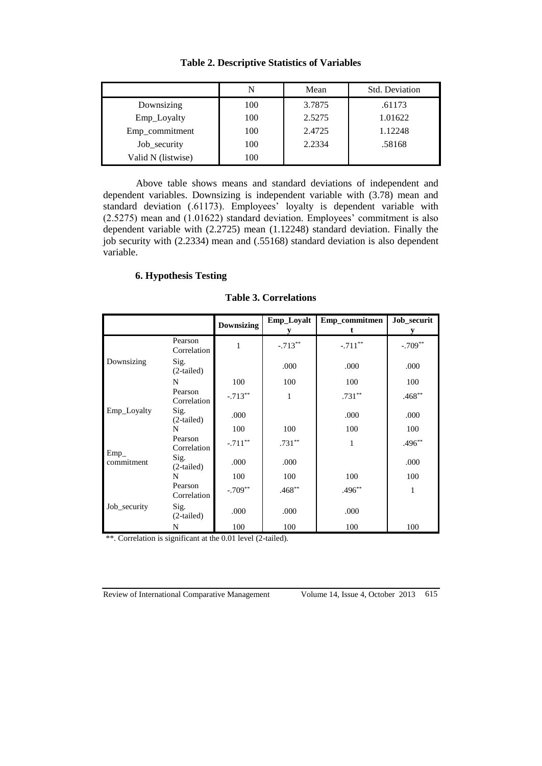**Table 2. Descriptive Statistics of Variables**

| | N | Mean | Std. Deviation |
|---|---|---|---|
| Downsizing | 100 | 3.7875 | .61173 |
| Emp_Loyalty | 100 | 2.5275 | 1.01622 |
| Emp_commitment | 100 | 2.4725 | 1.12248 |
| Job_security | 100 | 2.2334 | .58168 |
| Valid N (listwise) | 100 | | |

Above table shows means and standard deviations of independent and dependent variables. Downsizing is independent variable with (3.78) mean and standard deviation (.61173). Employees' loyalty is dependent variable with (2.5275) mean and (1.01622) standard deviation. Employees' commitment is also dependent variable with (2.2725) mean (1.12248) standard deviation. Finally the job security with (2.2334) mean and (.55168) standard deviation is also dependent variable.

### 6. Hypothesis Testing

**Table 3. Correlations**

| | | Downsizing | Emp_Loyalty | Emp_commitment | Job_security |
|---|---|---|---|---|---|
| Downsizing | Pearson Correlation | 1 | -.713** | -.711** | -.709** |
| | Sig. (2-tailed) | | .000 | .000 | .000 |
| | N | 100 | 100 | 100 | 100 |
| Emp_Loyalty | Pearson Correlation | -.713** | 1 | .731** | .468** |
| | Sig. (2-tailed) | .000 | | .000 | .000 |
| | N | 100 | 100 | 100 | 100 |
| Emp_ commitment | Pearson Correlation | -.711** | .731** | 1 | .496** |
| | Sig. (2-tailed) | .000 | .000 | | .000 |
| | N | 100 | 100 | 100 | 100 |
| Job_security | Pearson Correlation | -.709** | .468** | .496** | 1 |
| | Sig. (2-tailed) | .000 | .000 | .000 | |
| | N | 100 | 100 | 100 | 100 |

**. Correlation is significant at the 0.01 level (2-tailed).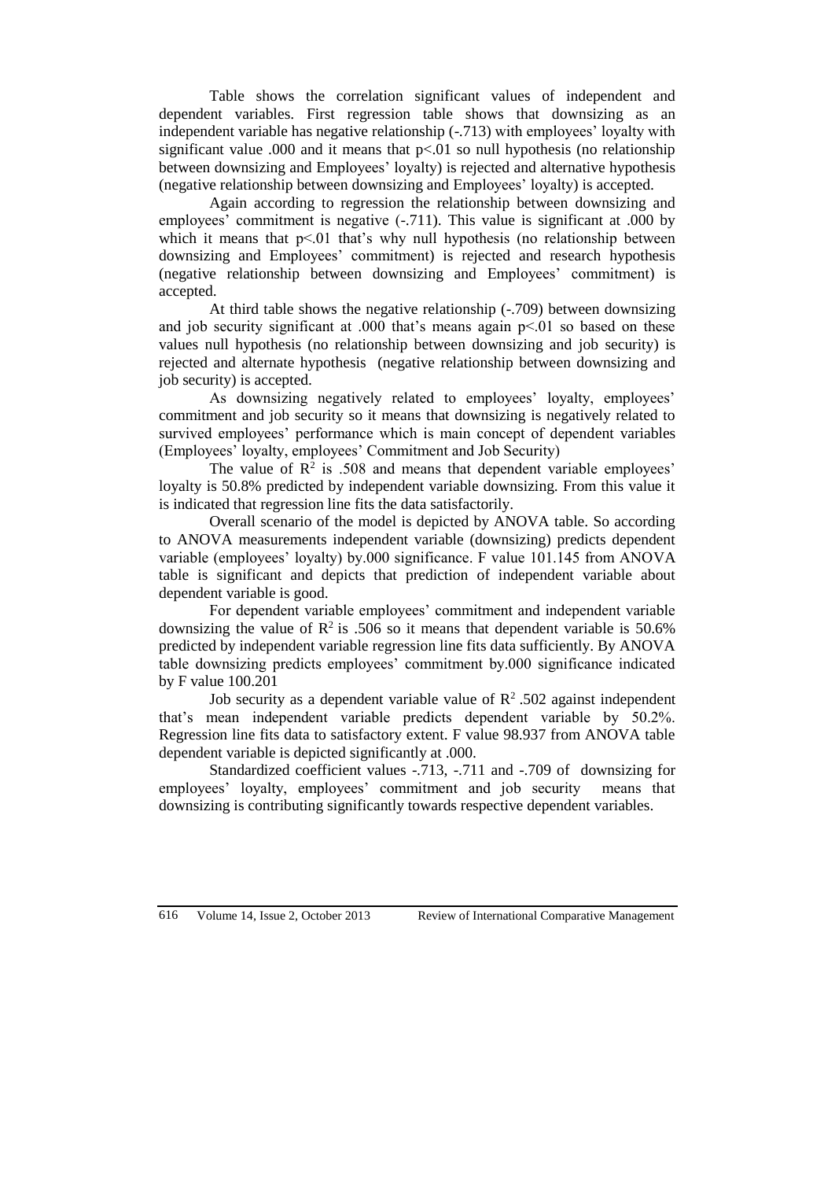Table shows the correlation significant values of independent and dependent variables. First regression table shows that downsizing as an independent variable has negative relationship (-.713) with employees' loyalty with significant value .000 and it means that $p<.01$ so null hypothesis (no relationship between downsizing and Employees' loyalty) is rejected and alternative hypothesis (negative relationship between downsizing and Employees' loyalty) is accepted.

Again according to regression the relationship between downsizing and employees' commitment is negative (-.711). This value is significant at .000 by which it means that $p<.01$ that's why null hypothesis (no relationship between downsizing and Employees' commitment) is rejected and research hypothesis (negative relationship between downsizing and Employees' commitment) is accepted.

At third table shows the negative relationship (-.709) between downsizing and job security significant at .000 that's means again $p<.01$ so based on these values null hypothesis (no relationship between downsizing and job security) is rejected and alternate hypothesis (negative relationship between downsizing and job security) is accepted.

As downsizing negatively related to employees' loyalty, employees' commitment and job security so it means that downsizing is negatively related to survived employees' performance which is main concept of dependent variables (Employees' loyalty, employees' Commitment and Job Security)

The value of $R^2$ is .508 and means that dependent variable employees' loyalty is 50.8% predicted by independent variable downsizing. From this value it is indicated that regression line fits the data satisfactorily.

Overall scenario of the model is depicted by ANOVA table. So according to ANOVA measurements independent variable (downsizing) predicts dependent variable (employees' loyalty) by.000 significance. F value 101.145 from ANOVA table is significant and depicts that prediction of independent variable about dependent variable is good.

For dependent variable employees' commitment and independent variable downsizing the value of $R^2$ is .506 so it means that dependent variable is 50.6% predicted by independent variable regression line fits data sufficiently. By ANOVA table downsizing predicts employees' commitment by.000 significance indicated by F value 100.201

Job security as a dependent variable value of $R^2$ .502 against independent that's mean independent variable predicts dependent variable by 50.2%. Regression line fits data to satisfactory extent. F value 98.937 from ANOVA table dependent variable is depicted significantly at .000.

Standardized coefficient values -.713, -.711 and -.709 of downsizing for employees' loyalty, employees' commitment and job security means that downsizing is contributing significantly towards respective dependent variables.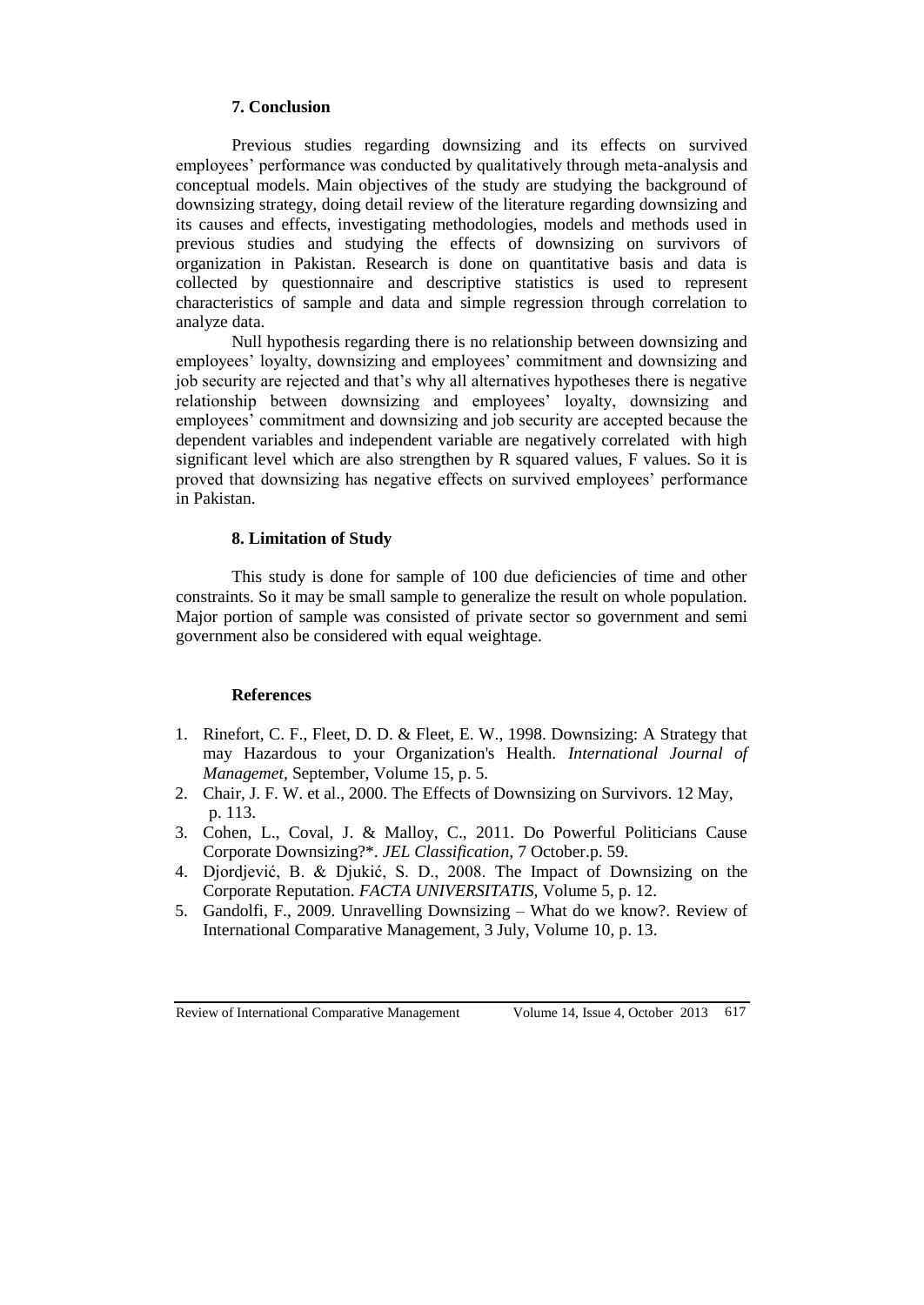## 7. Conclusion

Previous studies regarding downsizing and its effects on survived employees' performance was conducted by qualitatively through meta-analysis and conceptual models. Main objectives of the study are studying the background of downsizing strategy, doing detail review of the literature regarding downsizing and its causes and effects, investigating methodologies, models and methods used in previous studies and studying the effects of downsizing on survivors of organization in Pakistan. Research is done on quantitative basis and data is collected by questionnaire and descriptive statistics is used to represent characteristics of sample and data and simple regression through correlation to analyze data.

Null hypothesis regarding there is no relationship between downsizing and employees' loyalty, downsizing and employees' commitment and downsizing and job security are rejected and that's why all alternatives hypotheses there is negative relationship between downsizing and employees' loyalty, downsizing and employees' commitment and downsizing and job security are accepted because the dependent variables and independent variable are negatively correlated with high significant level which are also strengthen by R squared values, F values. So it is proved that downsizing has negative effects on survived employees' performance in Pakistan.

## 8. Limitation of Study

This study is done for sample of 100 due deficiencies of time and other constraints. So it may be small sample to generalize the result on whole population. Major portion of sample was consisted of private sector so government and semi government also be considered with equal weightage.

## References

1. Rinefort, C. F., Fleet, D. D. & Fleet, E. W., 1998. Downsizing: A Strategy that may Hazardous to your Organization's Health. *International Journal of Managemet*, September, Volume 15, p. 5.
2. Chair, J. F. W. et al., 2000. The Effects of Downsizing on Survivors. 12 May, p. 113.
3. Cohen, L., Coval, J. & Malloy, C., 2011. Do Powerful Politicians Cause Corporate Downsizing?*. *JEL Classification*, 7 October.p. 59.
4. Djordjević, B. & Djukić, S. D., 2008. The Impact of Downsizing on the Corporate Reputation. *FACTA UNIVERSITATIS*, Volume 5, p. 12.
5. Gandolfi, F., 2009. Unravelling Downsizing – What do we know?. Review of International Comparative Management, 3 July, Volume 10, p. 13.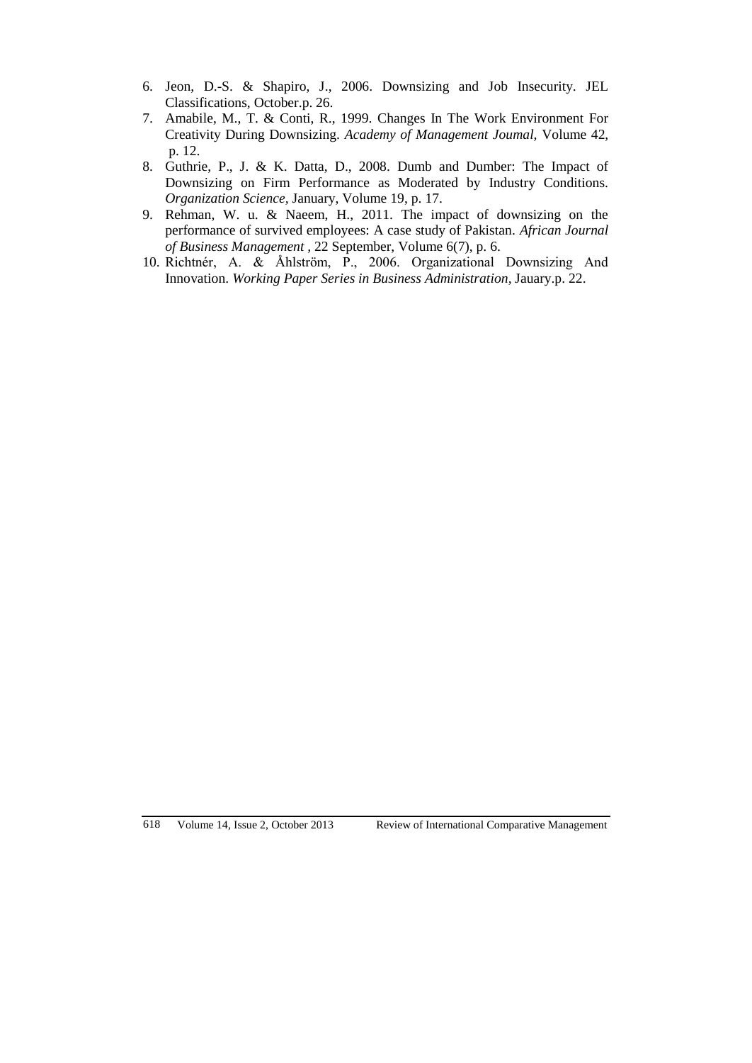6. Jeon, D.-S. & Shapiro, J., 2006. Downsizing and Job Insecurity. JEL Classifications, October.p. 26.
7. Amabile, M., T. & Conti, R., 1999. Changes In The Work Environment For Creativity During Downsizing. *Academy of Management Joumal,* Volume 42, p. 12.
8. Guthrie, P., J. & K. Datta, D., 2008. Dumb and Dumber: The Impact of Downsizing on Firm Performance as Moderated by Industry Conditions. *Organization Science,* January, Volume 19, p. 17.
9. Rehman, W. u. & Naeem, H., 2011. The impact of downsizing on the performance of survived employees: A case study of Pakistan. *African Journal of Business Management ,* 22 September, Volume 6(7), p. 6.
10. Richtnér, A. & Åhlström, P., 2006. Organizational Downsizing And Innovation. *Working Paper Series in Business Administration,* Jauary.p. 22.